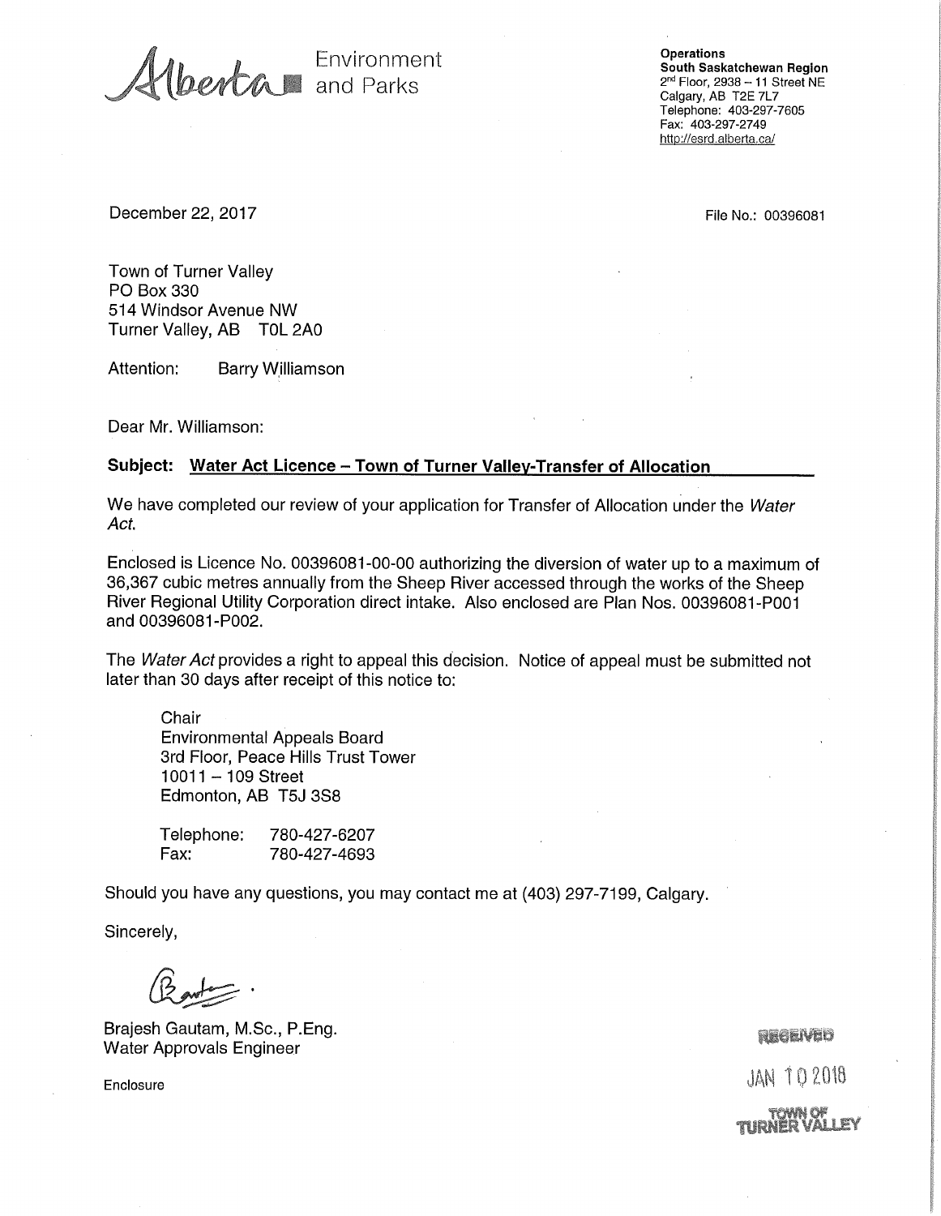Alberta Environment and Parks

**Operations**
**South Saskatchewan Region**
2nd Floor, 2938 – 11 Street NE
Calgary, AB T2E 7L7
Telephone: 403-297-7605
Fax: 403-297-2749
http://esrd.alberta.ca/

December 22, 2017

File No.: 00396081

Town of Turner Valley
PO Box 330
514 Windsor Avenue NW
Turner Valley, AB T0L 2A0

Attention: Barry Williamson

Dear Mr. Williamson:

**Subject: Water Act Licence – Town of Turner Valley-Transfer of Allocation**

We have completed our review of your application for Transfer of Allocation under the *Water Act*.

Enclosed is Licence No. 00396081-00-00 authorizing the diversion of water up to a maximum of 36,367 cubic metres annually from the Sheep River accessed through the works of the Sheep River Regional Utility Corporation direct intake. Also enclosed are Plan Nos. 00396081-P001 and 00396081-P002.

The *Water Act* provides a right to appeal this decision. Notice of appeal must be submitted not later than 30 days after receipt of this notice to:

Chair
Environmental Appeals Board
3rd Floor, Peace Hills Trust Tower
10011 – 109 Street
Edmonton, AB T5J 3S8

Telephone: 780-427-6207
Fax: 780-427-4693

Should you have any questions, you may contact me at (403) 297-7199, Calgary.

Sincerely,

Brajesh Gautam, M.Sc., P.Eng.
Water Approvals Engineer

Enclosure

RECEIVED
JAN 10 2018
TOWN OF TURNER VALLEY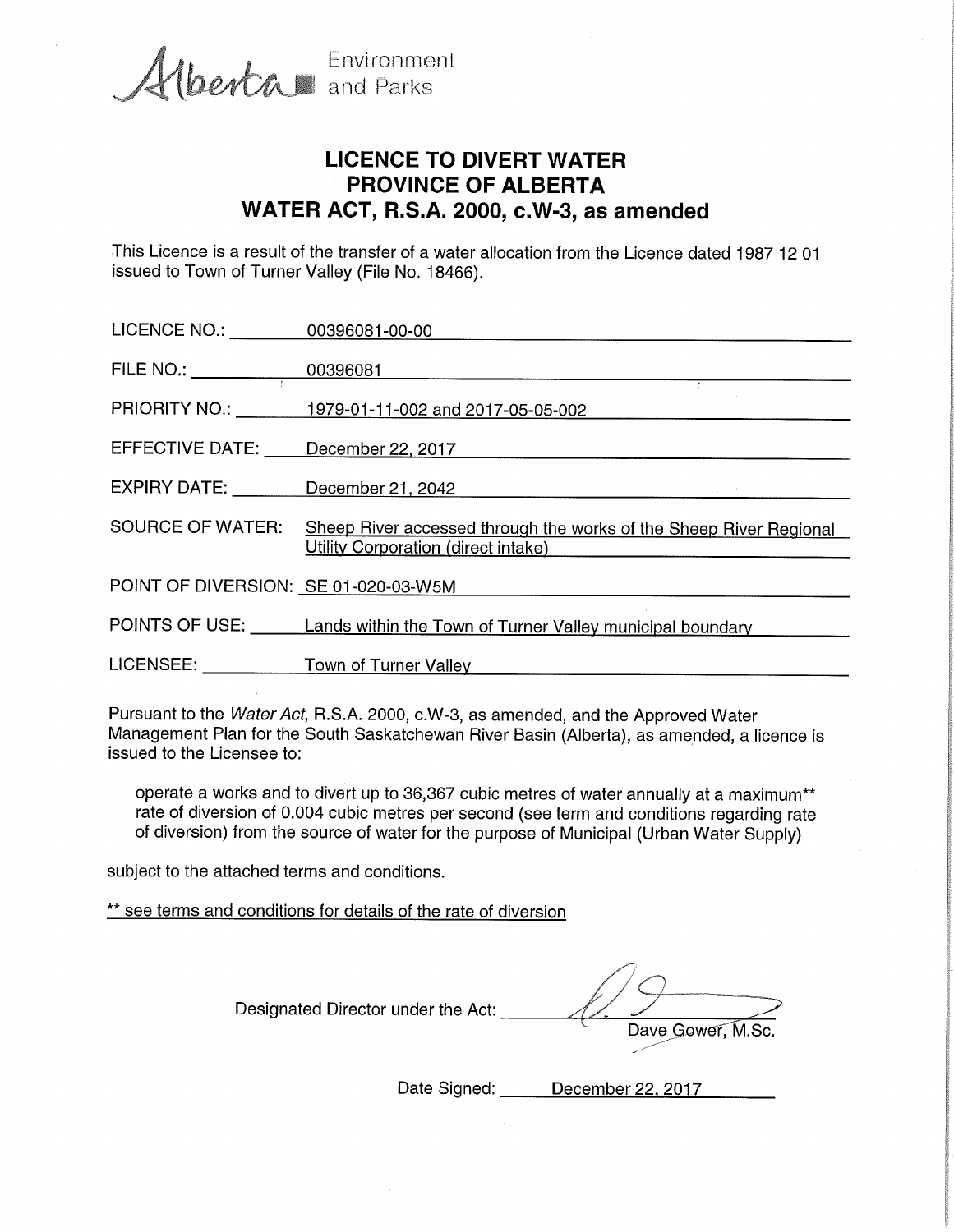Alberta Environment and Parks

# LICENCE TO DIVERT WATER
# PROVINCE OF ALBERTA
# WATER ACT, R.S.A. 2000, c.W-3, as amended

This Licence is a result of the transfer of a water allocation from the Licence dated 1987 12 01 issued to Town of Turner Valley (File No. 18466).

LICENCE NO.: 00396081-00-00

FILE NO.: 00396081

PRIORITY NO.: 1979-01-11-002 and 2017-05-05-002

EFFECTIVE DATE: December 22, 2017

EXPIRY DATE: December 21, 2042

SOURCE OF WATER: Sheep River accessed through the works of the Sheep River Regional Utility Corporation (direct intake)

POINT OF DIVERSION: SE 01-020-03-W5M

POINTS OF USE: Lands within the Town of Turner Valley municipal boundary

LICENSEE: Town of Turner Valley

Pursuant to the *Water Act*, R.S.A. 2000, c.W-3, as amended, and the Approved Water Management Plan for the South Saskatchewan River Basin (Alberta), as amended, a licence is issued to the Licensee to:

> operate a works and to divert up to 36,367 cubic metres of water annually at a maximum** rate of diversion of 0.004 cubic metres per second (see term and conditions regarding rate of diversion) from the source of water for the purpose of Municipal (Urban Water Supply)

subject to the attached terms and conditions.

** see terms and conditions for details of the rate of diversion

Designated Director under the Act: Dave Gower, M.Sc.

Date Signed: December 22, 2017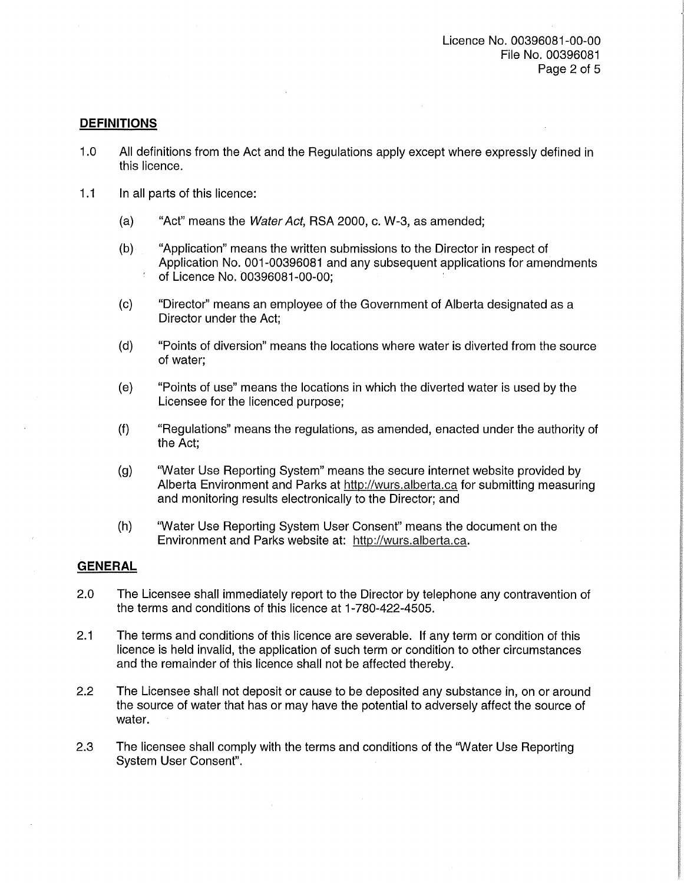## DEFINITIONS

1.0 All definitions from the Act and the Regulations apply except where expressly defined in this licence.

1.1 In all parts of this licence:

(a) "Act" means the *Water Act*, RSA 2000, c. W-3, as amended;

(b) "Application" means the written submissions to the Director in respect of Application No. 001-00396081 and any subsequent applications for amendments of Licence No. 00396081-00-00;

(c) "Director" means an employee of the Government of Alberta designated as a Director under the Act;

(d) "Points of diversion" means the locations where water is diverted from the source of water;

(e) "Points of use" means the locations in which the diverted water is used by the Licensee for the licenced purpose;

(f) "Regulations" means the regulations, as amended, enacted under the authority of the Act;

(g) "Water Use Reporting System" means the secure internet website provided by Alberta Environment and Parks at http://wurs.alberta.ca for submitting measuring and monitoring results electronically to the Director; and

(h) "Water Use Reporting System User Consent" means the document on the Environment and Parks website at: http://wurs.alberta.ca.

## GENERAL

2.0 The Licensee shall immediately report to the Director by telephone any contravention of the terms and conditions of this licence at 1-780-422-4505.

2.1 The terms and conditions of this licence are severable. If any term or condition of this licence is held invalid, the application of such term or condition to other circumstances and the remainder of this licence shall not be affected thereby.

2.2 The Licensee shall not deposit or cause to be deposited any substance in, on or around the source of water that has or may have the potential to adversely affect the source of water.

2.3 The licensee shall comply with the terms and conditions of the "Water Use Reporting System User Consent".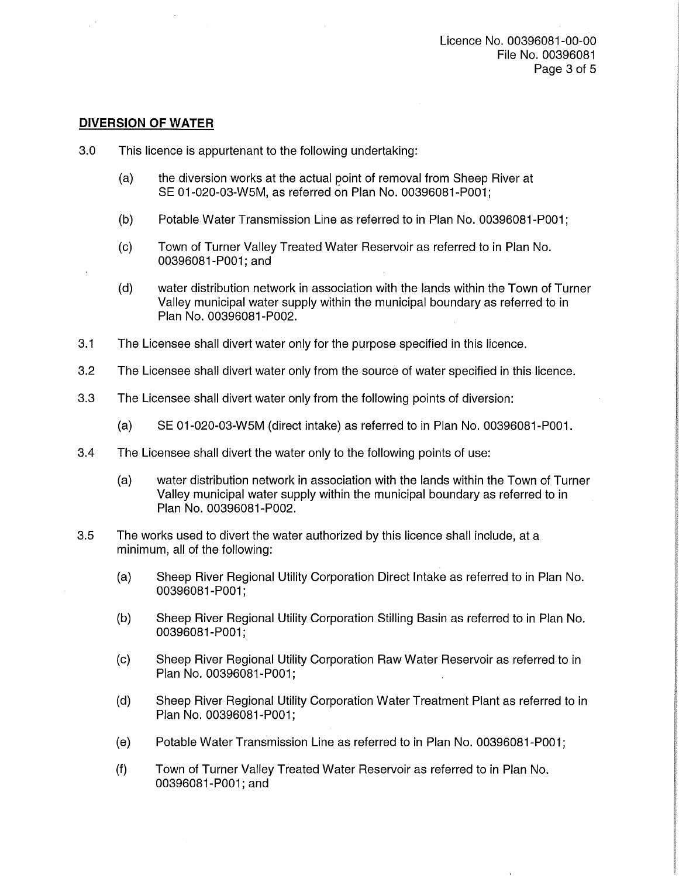## DIVERSION OF WATER

3.0 This licence is appurtenant to the following undertaking:

(a) the diversion works at the actual point of removal from Sheep River at SE 01-020-03-W5M, as referred on Plan No. 00396081-P001;

(b) Potable Water Transmission Line as referred to in Plan No. 00396081-P001;

(c) Town of Turner Valley Treated Water Reservoir as referred to in Plan No. 00396081-P001; and

(d) water distribution network in association with the lands within the Town of Turner Valley municipal water supply within the municipal boundary as referred to in Plan No. 00396081-P002.

3.1 The Licensee shall divert water only for the purpose specified in this licence.

3.2 The Licensee shall divert water only from the source of water specified in this licence.

3.3 The Licensee shall divert water only from the following points of diversion:

(a) SE 01-020-03-W5M (direct intake) as referred to in Plan No. 00396081-P001.

3.4 The Licensee shall divert the water only to the following points of use:

(a) water distribution network in association with the lands within the Town of Turner Valley municipal water supply within the municipal boundary as referred to in Plan No. 00396081-P002.

3.5 The works used to divert the water authorized by this licence shall include, at a minimum, all of the following:

(a) Sheep River Regional Utility Corporation Direct Intake as referred to in Plan No. 00396081-P001;

(b) Sheep River Regional Utility Corporation Stilling Basin as referred to in Plan No. 00396081-P001;

(c) Sheep River Regional Utility Corporation Raw Water Reservoir as referred to in Plan No. 00396081-P001;

(d) Sheep River Regional Utility Corporation Water Treatment Plant as referred to in Plan No. 00396081-P001;

(e) Potable Water Transmission Line as referred to in Plan No. 00396081-P001;

(f) Town of Turner Valley Treated Water Reservoir as referred to in Plan No. 00396081-P001; and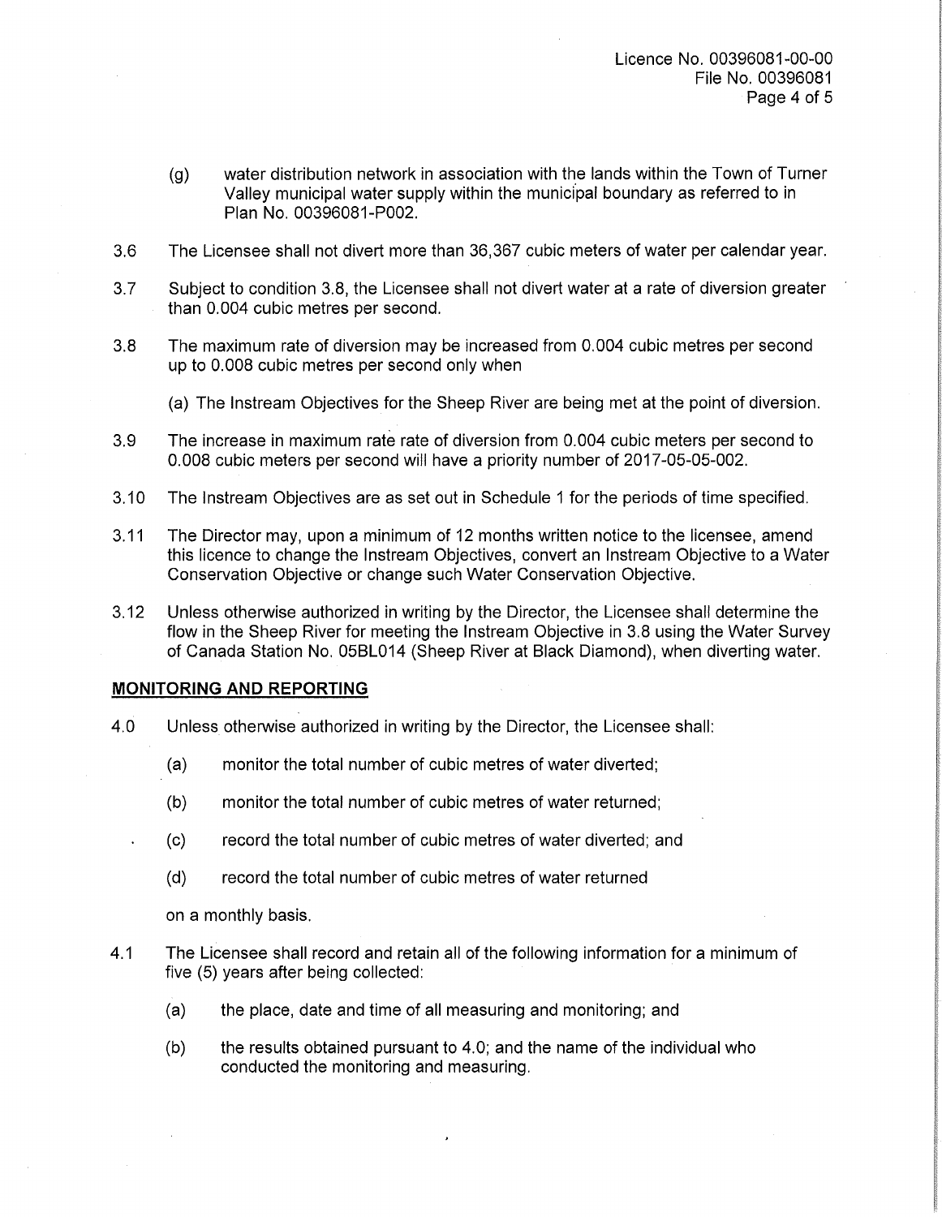(g) water distribution network in association with the lands within the Town of Turner Valley municipal water supply within the municipal boundary as referred to in Plan No. 00396081-P002.

3.6 The Licensee shall not divert more than 36,367 cubic meters of water per calendar year.

3.7 Subject to condition 3.8, the Licensee shall not divert water at a rate of diversion greater than 0.004 cubic metres per second.

3.8 The maximum rate of diversion may be increased from 0.004 cubic metres per second up to 0.008 cubic metres per second only when

(a) The Instream Objectives for the Sheep River are being met at the point of diversion.

3.9 The increase in maximum rate rate of diversion from 0.004 cubic meters per second to 0.008 cubic meters per second will have a priority number of 2017-05-05-002.

3.10 The Instream Objectives are as set out in Schedule 1 for the periods of time specified.

3.11 The Director may, upon a minimum of 12 months written notice to the licensee, amend this licence to change the Instream Objectives, convert an Instream Objective to a Water Conservation Objective or change such Water Conservation Objective.

3.12 Unless otherwise authorized in writing by the Director, the Licensee shall determine the flow in the Sheep River for meeting the Instream Objective in 3.8 using the Water Survey of Canada Station No. 05BL014 (Sheep River at Black Diamond), when diverting water.

## MONITORING AND REPORTING

4.0 Unless otherwise authorized in writing by the Director, the Licensee shall:

(a) monitor the total number of cubic metres of water diverted;

(b) monitor the total number of cubic metres of water returned;

(c) record the total number of cubic metres of water diverted; and

(d) record the total number of cubic metres of water returned

on a monthly basis.

4.1 The Licensee shall record and retain all of the following information for a minimum of five (5) years after being collected:

(a) the place, date and time of all measuring and monitoring; and

(b) the results obtained pursuant to 4.0; and the name of the individual who conducted the monitoring and measuring.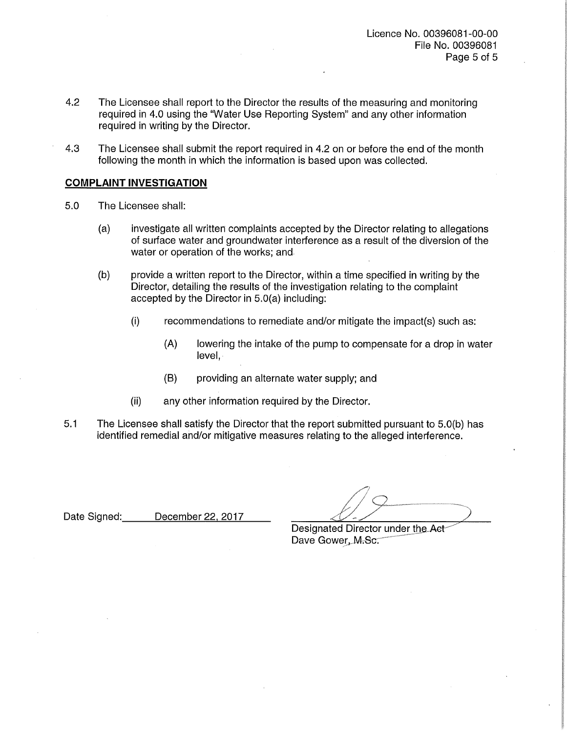Licence No. 00396081-00-00
File No. 00396081

4.2 The Licensee shall report to the Director the results of the measuring and monitoring required in 4.0 using the "Water Use Reporting System" and any other information required in writing by the Director.

4.3 The Licensee shall submit the report required in 4.2 on or before the end of the month following the month in which the information is based upon was collected.

**COMPLAINT INVESTIGATION**

5.0 The Licensee shall:

(a) investigate all written complaints accepted by the Director relating to allegations of surface water and groundwater interference as a result of the diversion of the water or operation of the works; and

(b) provide a written report to the Director, within a time specified in writing by the Director, detailing the results of the investigation relating to the complaint accepted by the Director in 5.0(a) including:

(i) recommendations to remediate and/or mitigate the impact(s) such as:

(A) lowering the intake of the pump to compensate for a drop in water level,

(B) providing an alternate water supply; and

(ii) any other information required by the Director.

5.1 The Licensee shall satisfy the Director that the report submitted pursuant to 5.0(b) has identified remedial and/or mitigative measures relating to the alleged interference.

Date Signed: December 22, 2017

Designated Director under the Act
Dave Gower, M.Sc.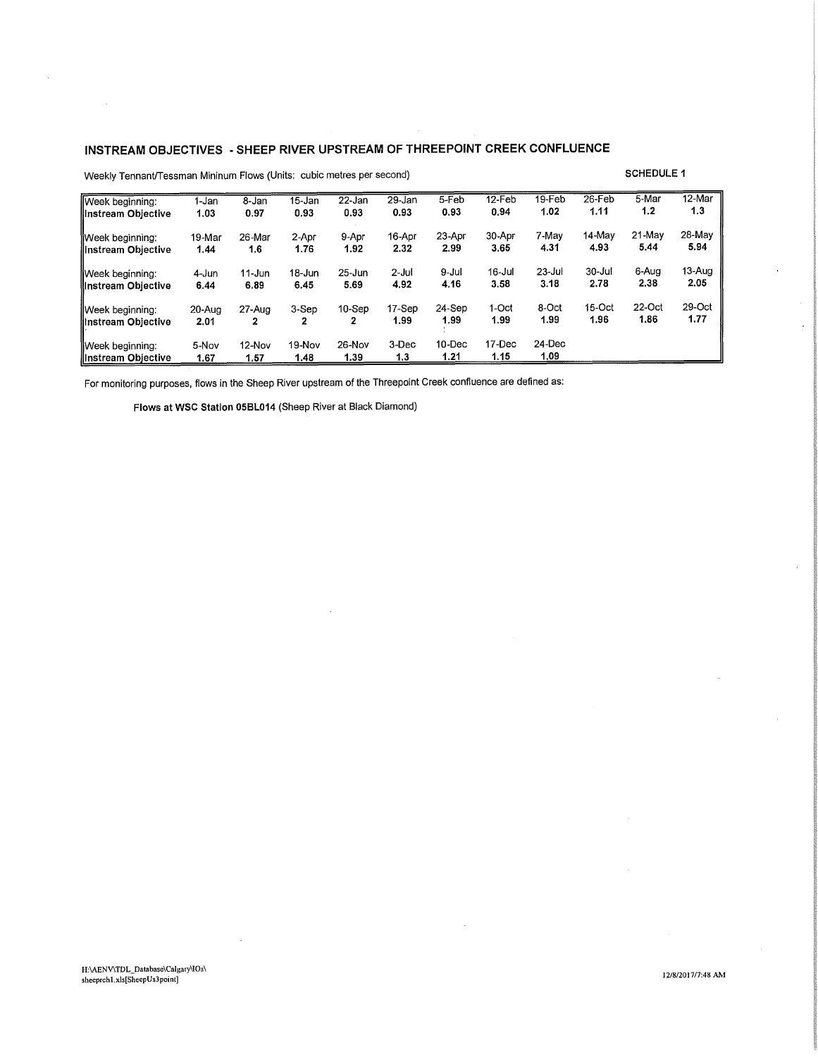## INSTREAM OBJECTIVES - SHEEP RIVER UPSTREAM OF THREEPOINT CREEK CONFLUENCE

Weekly Tennant/Tessman Mininum Flows (Units: cubic metres per second)

**SCHEDULE 1**

| Week beginning: | 1-Jan | 8-Jan | 15-Jan | 22-Jan | 29-Jan | 5-Feb | 12-Feb | 19-Feb | 26-Feb | 5-Mar | 12-Mar |
|---|---|---|---|---|---|---|---|---|---|---|---|
| **Instream Objective** | **1.03** | **0.97** | **0.93** | **0.93** | **0.93** | **0.93** | **0.94** | **1.02** | **1.11** | **1.2** | **1.3** |
| Week beginning: | 19-Mar | 26-Mar | 2-Apr | 9-Apr | 16-Apr | 23-Apr | 30-Apr | 7-May | 14-May | 21-May | 28-May |
| **Instream Objective** | **1.44** | **1.6** | **1.76** | **1.92** | **2.32** | **2.99** | **3.65** | **4.31** | **4.93** | **5.44** | **5.94** |
| Week beginning: | 4-Jun | 11-Jun | 18-Jun | 25-Jun | 2-Jul | 9-Jul | 16-Jul | 23-Jul | 30-Jul | 6-Aug | 13-Aug |
| **Instream Objective** | **6.44** | **6.89** | **6.45** | **5.69** | **4.92** | **4.16** | **3.58** | **3.18** | **2.78** | **2.38** | **2.05** |
| Week beginning: | 20-Aug | 27-Aug | 3-Sep | 10-Sep | 17-Sep | 24-Sep | 1-Oct | 8-Oct | 15-Oct | 22-Oct | 29-Oct |
| **Instream Objective** | **2.01** | **2** | **2** | **2** | **1.99** | **1.99** | **1.99** | **1.99** | **1.96** | **1.86** | **1.77** |
| Week beginning: | 5-Nov | 12-Nov | 19-Nov | 26-Nov | 3-Dec | 10-Dec | 17-Dec | 24-Dec | | | |
| **Instream Objective** | **1.67** | **1.57** | **1.48** | **1.39** | **1.3** | **1.21** | **1.15** | **1.09** | | | |

For monitoring purposes, flows in the Sheep River upstream of the Threepoint Creek confluence are defined as:

**Flows at WSC Station 05BL014** (Sheep River at Black Diamond)

H:\AENV\TDL_Database\Calgary\IOs\
sheeprch1.xls[SheepUs3point]

12/8/2017/7:48 AM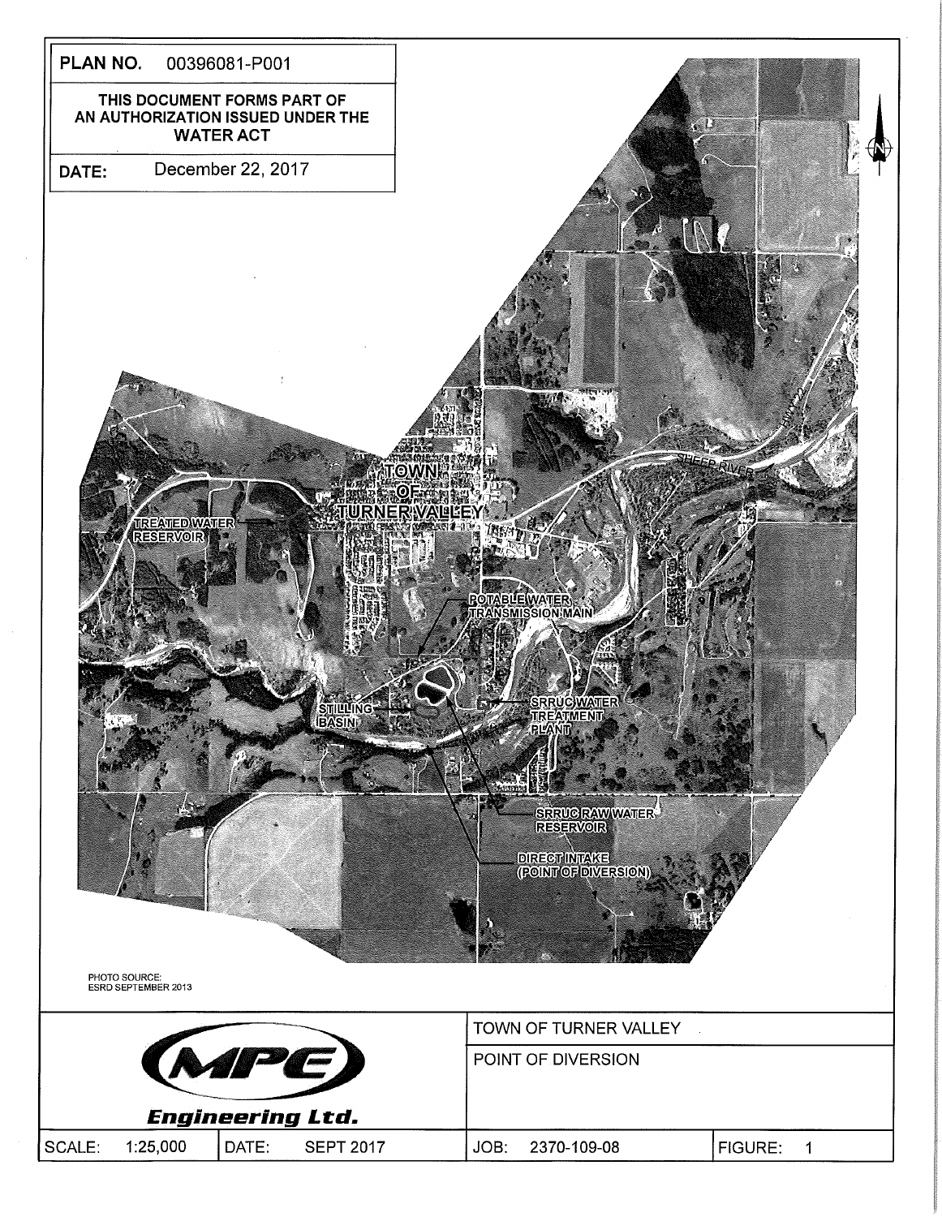**PLAN NO.** 00396081-P001

**THIS DOCUMENT FORMS PART OF AN AUTHORIZATION ISSUED UNDER THE WATER ACT**

**DATE:** December 22, 2017

TOWN OF TURNER VALLEY

TREATED WATER RESERVOIR

POTABLE WATER TRANSMISSION MAIN

STILLING BASIN

SRRUC WATER TREATMENT PLANT

SRRUC RAW WATER RESERVOIR

DIRECT INTAKE (POINT OF DIVERSION)

SHEEP RIVER

HWY 22

N

PHOTO SOURCE:
ESRD SEPTEMBER 2013

| MPE Engineering Ltd. | | TOWN OF TURNER VALLEY | |
|---|---|---|---|
| | | POINT OF DIVERSION | |
| SCALE: 1:25,000 | DATE: SEPT 2017 | JOB: 2370-109-08 | FIGURE: 1 |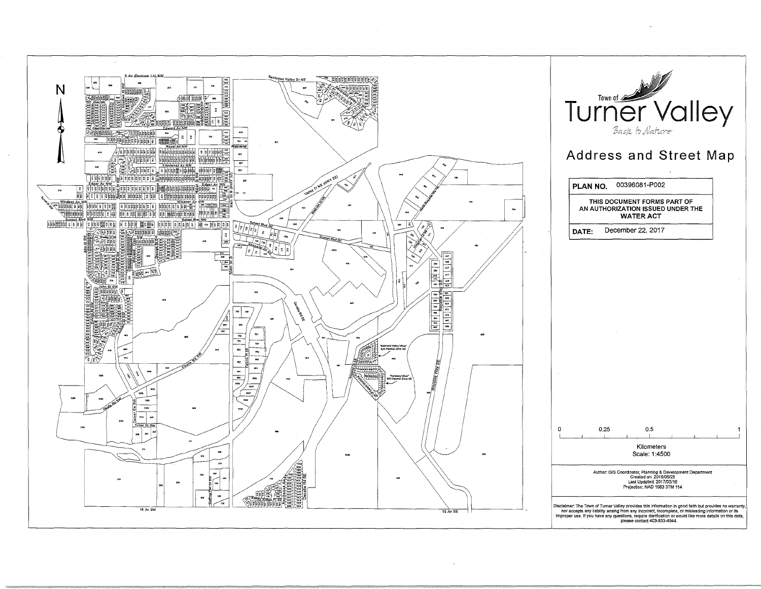Town of Turner Valley

*Back to Nature*

# Address and Street Map

| PLAN NO. | 00396081-P002 |
|---|---|
| THIS DOCUMENT FORMS PART OF AN AUTHORIZATION ISSUED UNDER THE WATER ACT | |
| DATE: | December 22, 2017 |

0 0.25 0.5 1

Kilometers

Scale: 1:4500

Author: GIS Coordinator, Planning & Development Department
Created on: 2015/05/25
Last Updated: 2017/05/16
Projection: NAD 1983 3TM 114

Disclaimer: The Town of Turner Valley provides this information in good faith but provides no warranty, nor accepts any liability arising from any incorrect, incomplete, or misleading information or its improper use. If you have any questions, require clarification or would like more details on this data, please contact 403-933-4944.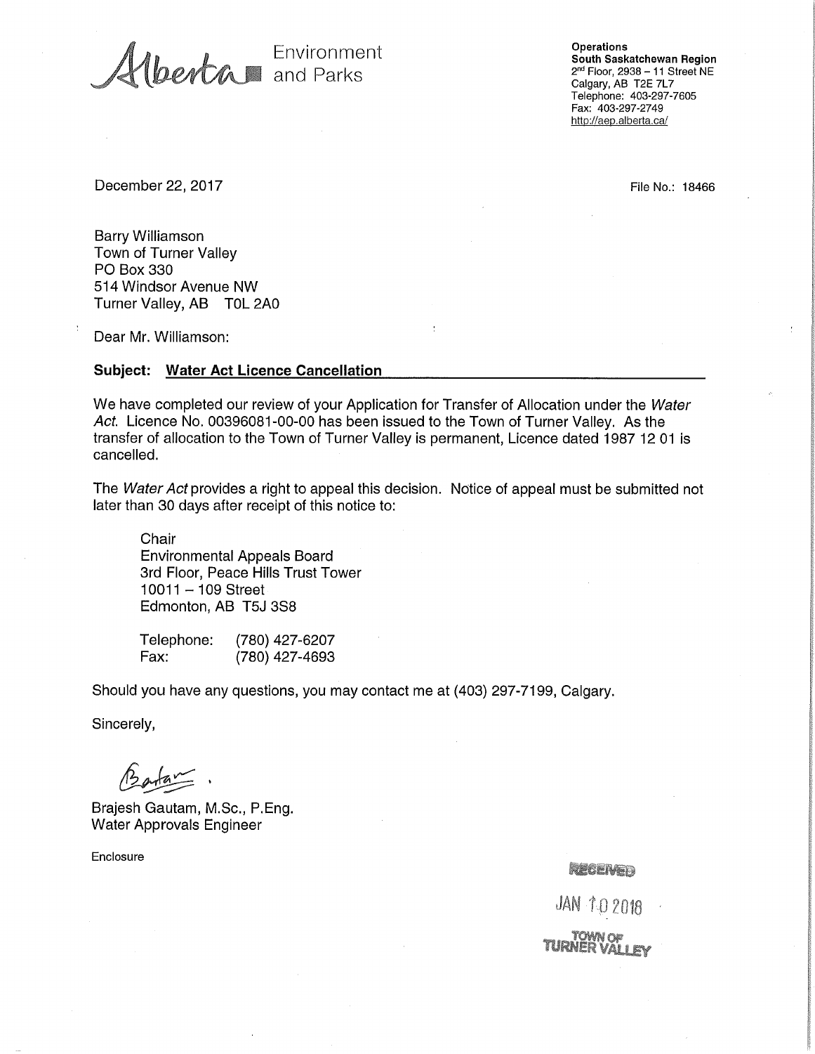Alberta Environment and Parks

**Operations**
**South Saskatchewan Region**
2nd Floor, 2938 – 11 Street NE
Calgary, AB T2E 7L7
Telephone: 403-297-7605
Fax: 403-297-2749
http://aep.alberta.ca/

December 22, 2017

File No.: 18466

Barry Williamson
Town of Turner Valley
PO Box 330
514 Windsor Avenue NW
Turner Valley, AB T0L 2A0

Dear Mr. Williamson:

**Subject: Water Act Licence Cancellation**

We have completed our review of your Application for Transfer of Allocation under the *Water Act*. Licence No. 00396081-00-00 has been issued to the Town of Turner Valley. As the transfer of allocation to the Town of Turner Valley is permanent, Licence dated 1987 12 01 is cancelled.

The *Water Act* provides a right to appeal this decision. Notice of appeal must be submitted not later than 30 days after receipt of this notice to:

Chair
Environmental Appeals Board
3rd Floor, Peace Hills Trust Tower
10011 – 109 Street
Edmonton, AB T5J 3S8

Telephone: (780) 427-6207
Fax: (780) 427-4693

Should you have any questions, you may contact me at (403) 297-7199, Calgary.

Sincerely,

Brajesh Gautam, M.Sc., P.Eng.
Water Approvals Engineer

Enclosure

RECEIVED
JAN 10 2018
TOWN OF TURNER VALLEY